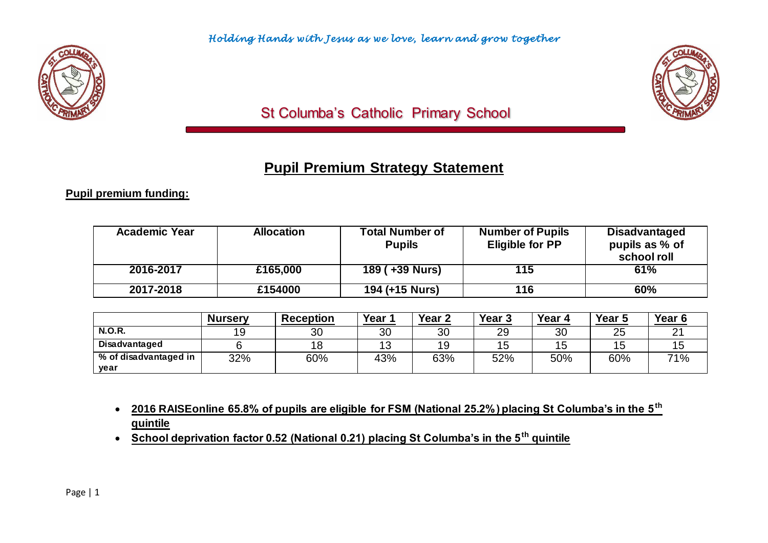*Holding Hands with Jesus as we love, learn and grow together*

St Columba's Catholic Primary School

# Pupil Premium Strategy Statement

**Pupil premium funding:**

| Academic Year | Allocation | Total Number of Pupils | Number of Pupils Eligible for PP | Disadvantaged pupils as % of school roll |
|---|---|---|---|---|
| 2016-2017 | £165,000 | 189 ( +39 Nurs) | 115 | 61% |
| 2017-2018 | £154000 | 194 (+15 Nurs) | 116 | 60% |

| | Nursery | Reception | Year 1 | Year 2 | Year 3 | Year 4 | Year 5 | Year 6 |
|---|---|---|---|---|---|---|---|---|
| N.O.R. | 19 | 30 | 30 | 30 | 29 | 30 | 25 | 21 |
| Disadvantaged | 6 | 18 | 13 | 19 | 15 | 15 | 15 | 15 |
| % of disadvantaged in year | 32% | 60% | 43% | 63% | 52% | 50% | 60% | 71% |

- **2016 RAISEonline 65.8% of pupils are eligible for FSM (National 25.2%) placing St Columba's in the 5th quintile**
- **School deprivation factor 0.52 (National 0.21) placing St Columba's in the 5th quintile**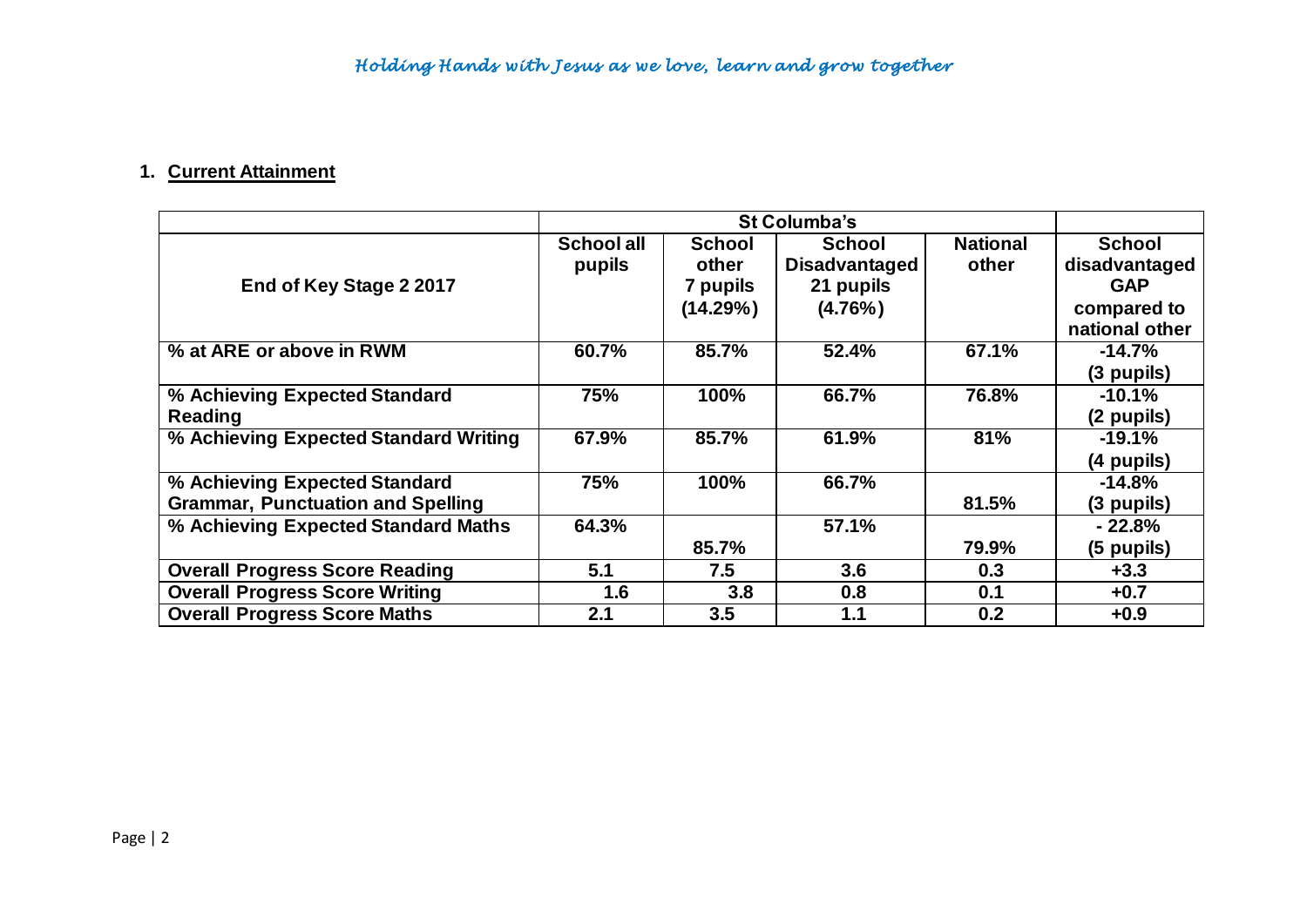## 1. Current Attainment

| End of Key Stage 2 2017 | St Columba's | | | | |
|---|---|---|---|---|---|
| | School all pupils | School other 7 pupils (14.29%) | School Disadvantaged 21 pupils (4.76%) | National other | School disadvantaged GAP compared to national other |
| % at ARE or above in RWM | 60.7% | 85.7% | 52.4% | 67.1% | -14.7% (3 pupils) |
| % Achieving Expected Standard Reading | 75% | 100% | 66.7% | 76.8% | -10.1% (2 pupils) |
| % Achieving Expected Standard Writing | 67.9% | 85.7% | 61.9% | 81% | -19.1% (4 pupils) |
| % Achieving Expected Standard Grammar, Punctuation and Spelling | 75% | 100% | 66.7% | 81.5% | -14.8% (3 pupils) |
| % Achieving Expected Standard Maths | 64.3% | 85.7% | 57.1% | 79.9% | - 22.8% (5 pupils) |
| Overall Progress Score Reading | 5.1 | 7.5 | 3.6 | 0.3 | +3.3 |
| Overall Progress Score Writing | 1.6 | 3.8 | 0.8 | 0.1 | +0.7 |
| Overall Progress Score Maths | 2.1 | 3.5 | 1.1 | 0.2 | +0.9 |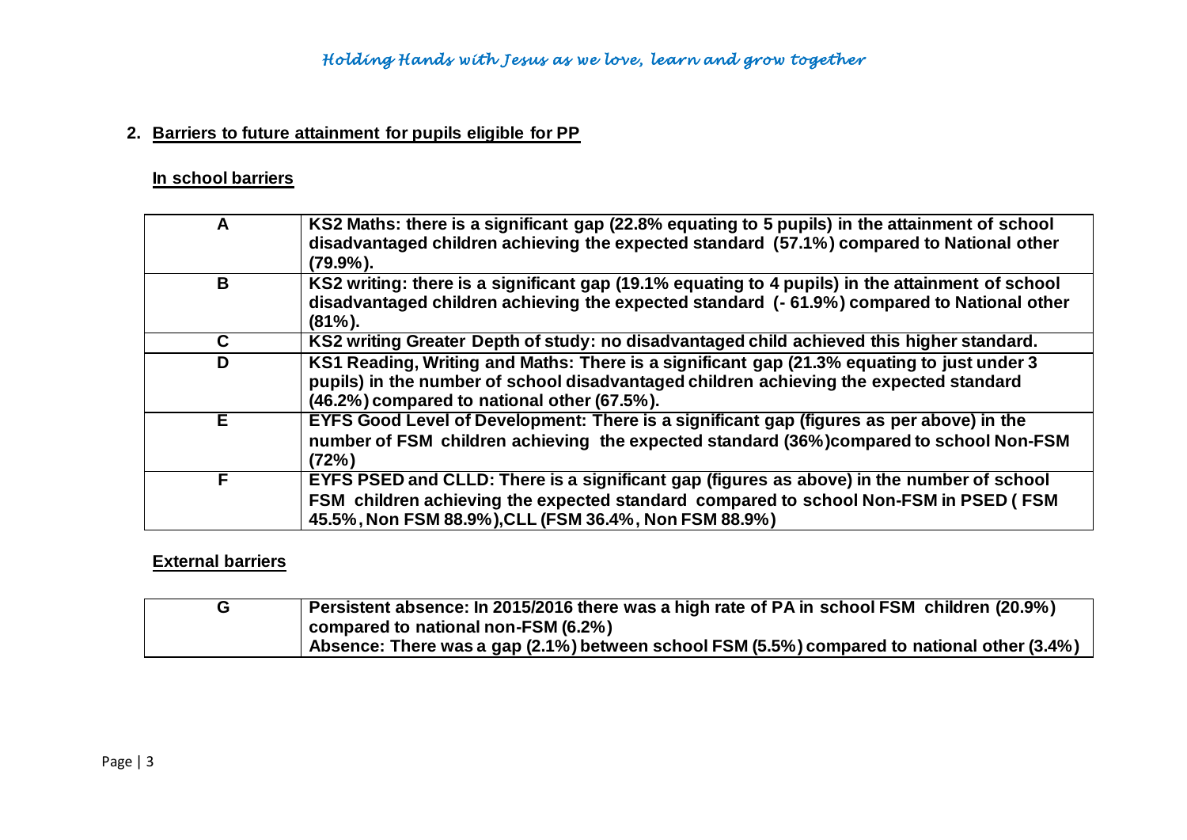## 2. Barriers to future attainment for pupils eligible for PP

### In school barriers

| | |
|---|---|
| **A** | **KS2 Maths: there is a significant gap (22.8% equating to 5 pupils) in the attainment of school disadvantaged children achieving the expected standard (57.1%) compared to National other (79.9%).** |
| **B** | **KS2 writing: there is a significant gap (19.1% equating to 4 pupils) in the attainment of school disadvantaged children achieving the expected standard (- 61.9%) compared to National other (81%).** |
| **C** | **KS2 writing Greater Depth of study: no disadvantaged child achieved this higher standard.** |
| **D** | **KS1 Reading, Writing and Maths: There is a significant gap (21.3% equating to just under 3 pupils) in the number of school disadvantaged children achieving the expected standard (46.2%) compared to national other (67.5%).** |
| **E** | **EYFS Good Level of Development: There is a significant gap (figures as per above) in the number of FSM children achieving the expected standard (36%)compared to school Non-FSM (72%)** |
| **F** | **EYFS PSED and CLLD: There is a significant gap (figures as above) in the number of school FSM children achieving the expected standard compared to school Non-FSM in PSED ( FSM 45.5%, Non FSM 88.9%),CLL (FSM 36.4%, Non FSM 88.9%)** |

### External barriers

| | |
|---|---|
| **G** | **Persistent absence: In 2015/2016 there was a high rate of PA in school FSM children (20.9%) compared to national non-FSM (6.2%)**<br>**Absence: There was a gap (2.1%) between school FSM (5.5%) compared to national other (3.4%)** |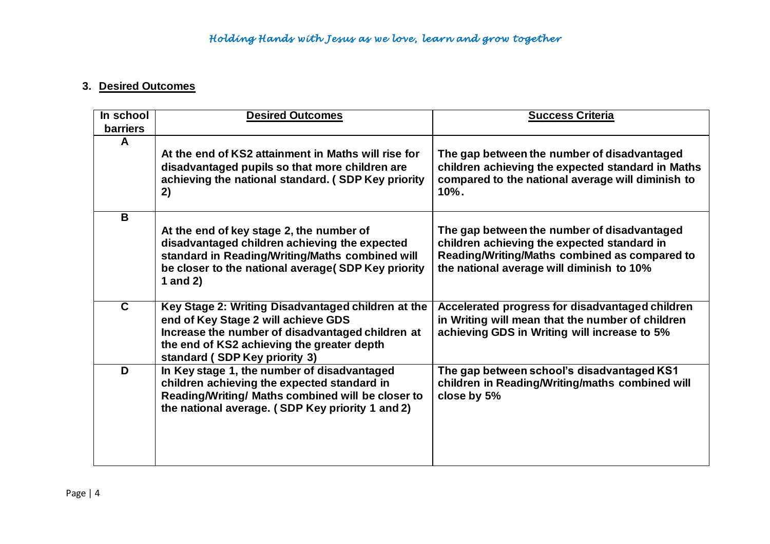## 3. Desired Outcomes

| In school barriers | Desired Outcomes | Success Criteria |
|---|---|---|
| A | At the end of KS2 attainment in Maths will rise for disadvantaged pupils so that more children are achieving the national standard. ( SDP Key priority 2) | The gap between the number of disadvantaged children achieving the expected standard in Maths compared to the national average will diminish to 10%. |
| B | At the end of key stage 2, the number of disadvantaged children achieving the expected standard in Reading/Writing/Maths combined will be closer to the national average( SDP Key priority 1 and 2) | The gap between the number of disadvantaged children achieving the expected standard in Reading/Writing/Maths combined as compared to the national average will diminish to 10% |
| C | Key Stage 2: Writing Disadvantaged children at the end of Key Stage 2 will achieve GDS<br>Increase the number of disadvantaged children at the end of KS2 achieving the greater depth standard ( SDP Key priority 3) | Accelerated progress for disadvantaged children in Writing will mean that the number of children achieving GDS in Writing will increase to 5% |
| D | In Key stage 1, the number of disadvantaged children achieving the expected standard in Reading/Writing/ Maths combined will be closer to the national average. ( SDP Key priority 1 and 2) | The gap between school's disadvantaged KS1 children in Reading/Writing/maths combined will close by 5% |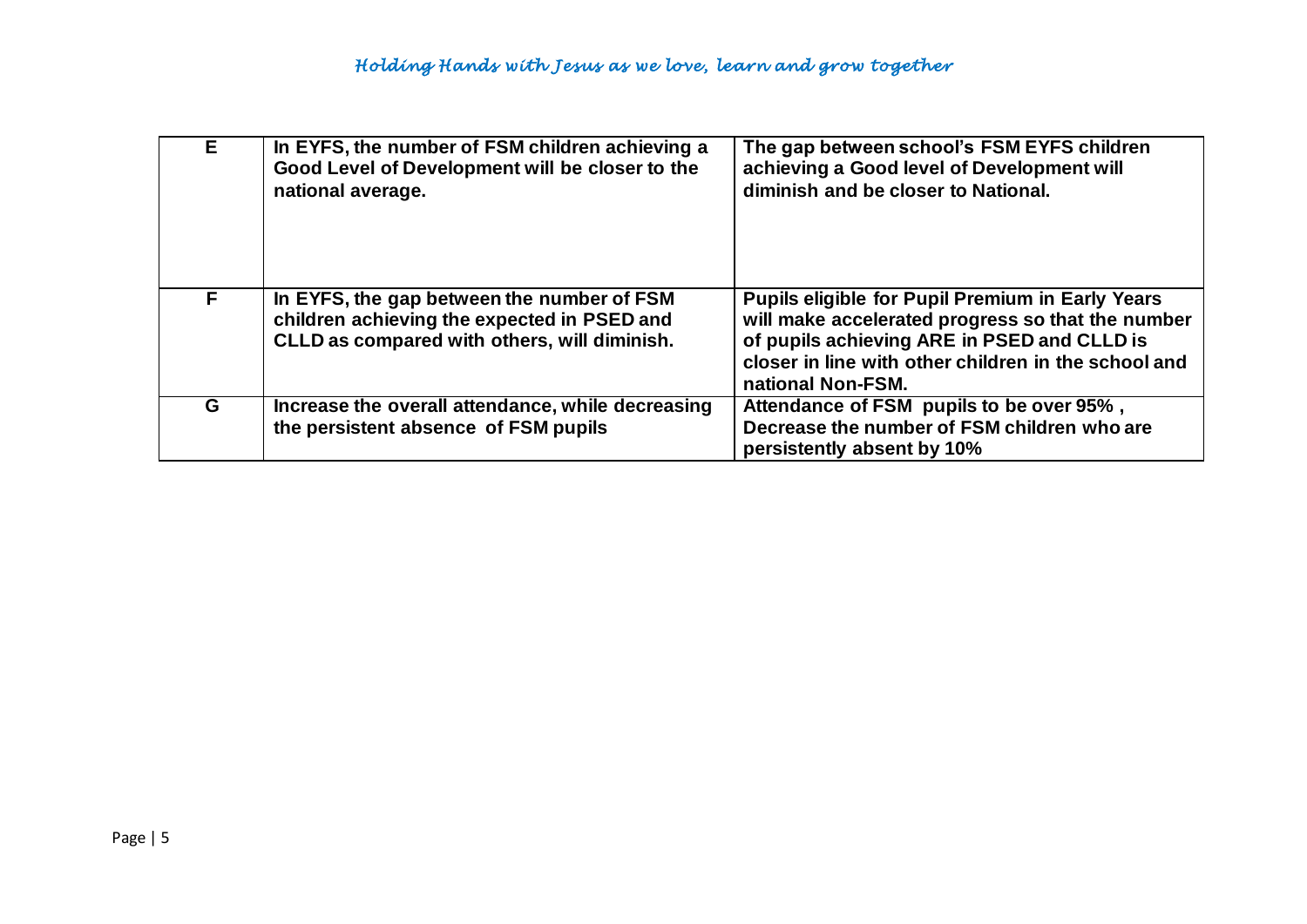| | | |
|---|---|---|
| **E** | **In EYFS, the number of FSM children achieving a Good Level of Development will be closer to the national average.** | **The gap between school's FSM EYFS children achieving a Good level of Development will diminish and be closer to National.** |
| **F** | **In EYFS, the gap between the number of FSM children achieving the expected in PSED and CLLD as compared with others, will diminish.** | **Pupils eligible for Pupil Premium in Early Years will make accelerated progress so that the number of pupils achieving ARE in PSED and CLLD is closer in line with other children in the school and national Non-FSM.** |
| **G** | **Increase the overall attendance, while decreasing the persistent absence of FSM pupils** | **Attendance of FSM pupils to be over 95% , Decrease the number of FSM children who are persistently absent by 10%** |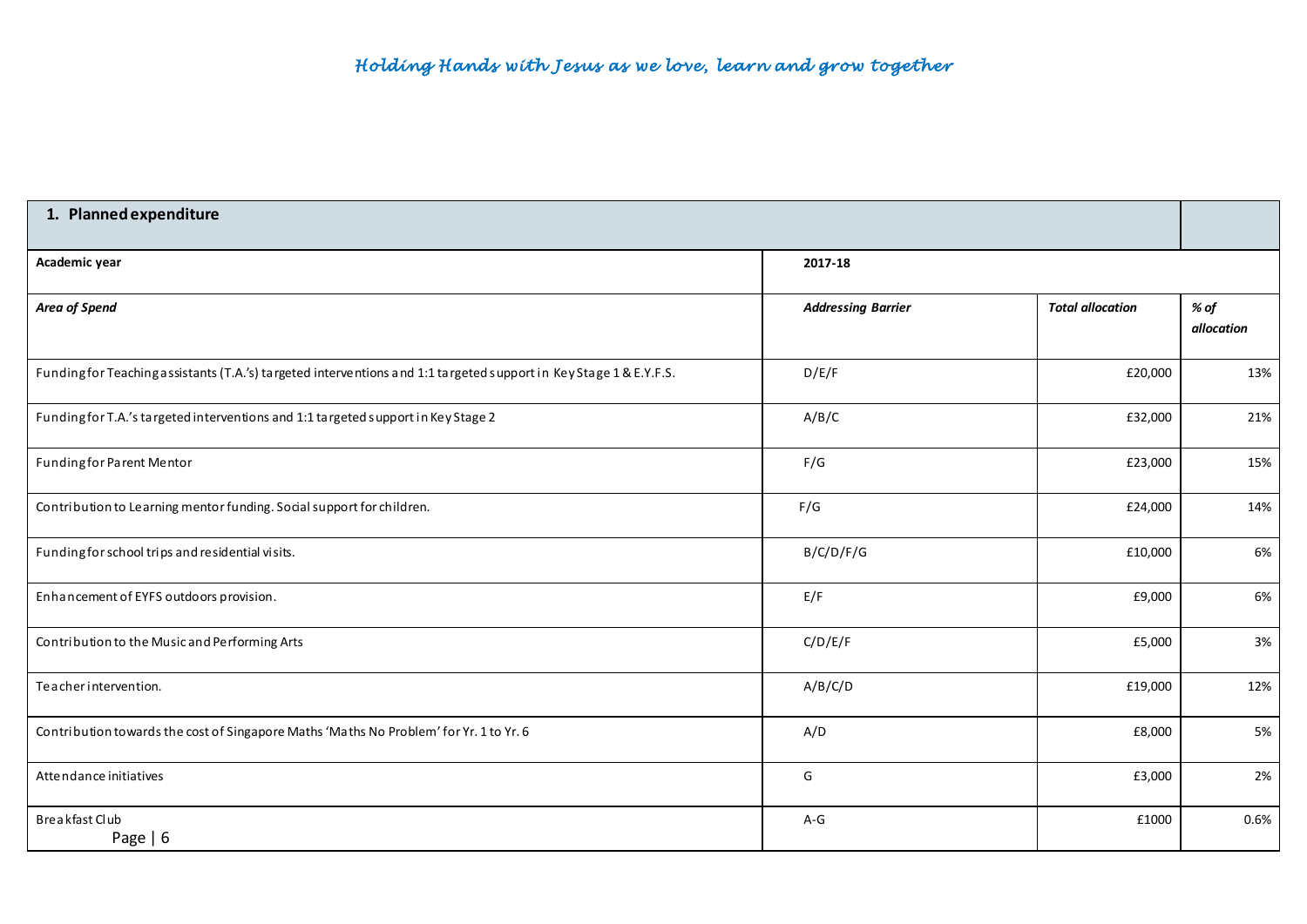*Holding Hands with Jesus as we love, learn and grow together*

| 1. Planned expenditure | | | |
|---|---|---|---|
| **Academic year** | **2017-18** | | |
| ***Area of Spend*** | ***Addressing Barrier*** | ***Total allocation*** | ***% of allocation*** |
| Funding for Teaching assistants (T.A.'s) targeted interventions and 1:1 targeted support in Key Stage 1 & E.Y.F.S. | D/E/F | £20,000 | 13% |
| Funding for T.A.'s targeted interventions and 1:1 targeted support in Key Stage 2 | A/B/C | £32,000 | 21% |
| Funding for Parent Mentor | F/G | £23,000 | 15% |
| Contribution to Learning mentor funding. Social support for children. | F/G | £24,000 | 14% |
| Funding for school trips and residential visits. | B/C/D/F/G | £10,000 | 6% |
| Enhancement of EYFS outdoors provision. | E/F | £9,000 | 6% |
| Contribution to the Music and Performing Arts | C/D/E/F | £5,000 | 3% |
| Teacher intervention. | A/B/C/D | £19,000 | 12% |
| Contribution towards the cost of Singapore Maths 'Maths No Problem' for Yr. 1 to Yr. 6 | A/D | £8,000 | 5% |
| Attendance initiatives | G | £3,000 | 2% |
| Breakfast Club | A-G | £1000 | 0.6% |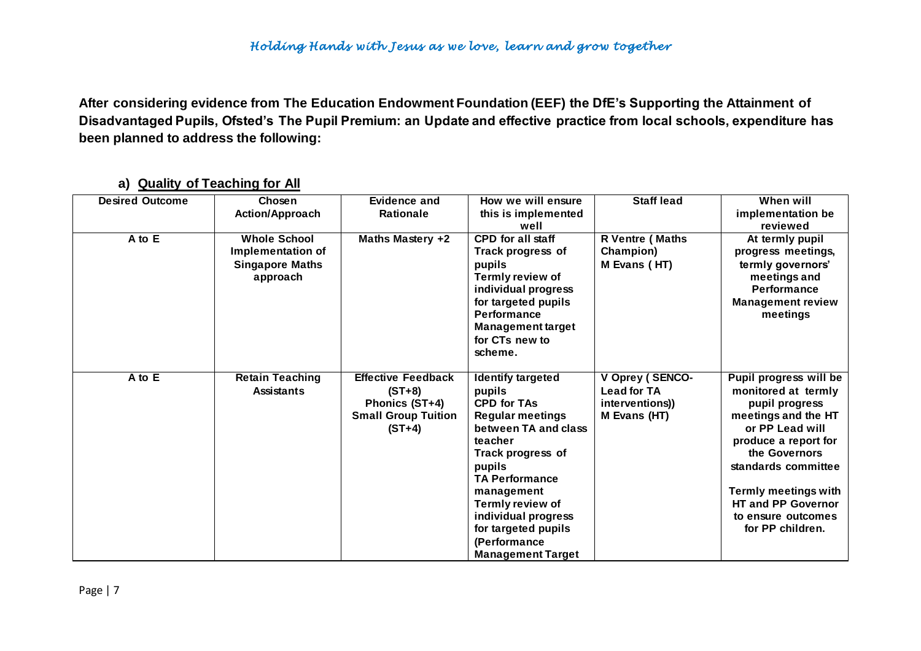After considering evidence from The Education Endowment Foundation (EEF) the DfE's Supporting the Attainment of Disadvantaged Pupils, Ofsted's The Pupil Premium: an Update and effective practice from local schools, expenditure has been planned to address the following:

### a) Quality of Teaching for All

| Desired Outcome | Chosen Action/Approach | Evidence and Rationale | How we will ensure this is implemented well | Staff lead | When will implementation be reviewed |
|---|---|---|---|---|---|
| A to E | Whole School Implementation of Singapore Maths approach | Maths Mastery +2 | CPD for all staff<br>Track progress of pupils<br>Termly review of individual progress for targeted pupils<br>Performance Management target for CTs new to scheme. | R Ventre ( Maths Champion)<br>M Evans ( HT) | At termly pupil progress meetings, termly governors' meetings and Performance Management review meetings |
| A to E | Retain Teaching Assistants | Effective Feedback (ST+8)<br>Phonics (ST+4)<br>Small Group Tuition (ST+4) | Identify targeted pupils<br>CPD for TAs<br>Regular meetings between TA and class teacher<br>Track progress of pupils<br>TA Performance management<br>Termly review of individual progress for targeted pupils (Performance Management Target | V Oprey ( SENCO- Lead for TA interventions))<br>M Evans (HT) | Pupil progress will be monitored at termly pupil progress meetings and the HT or PP Lead will produce a report for the Governors standards committee<br><br>Termly meetings with HT and PP Governor to ensure outcomes for PP children. |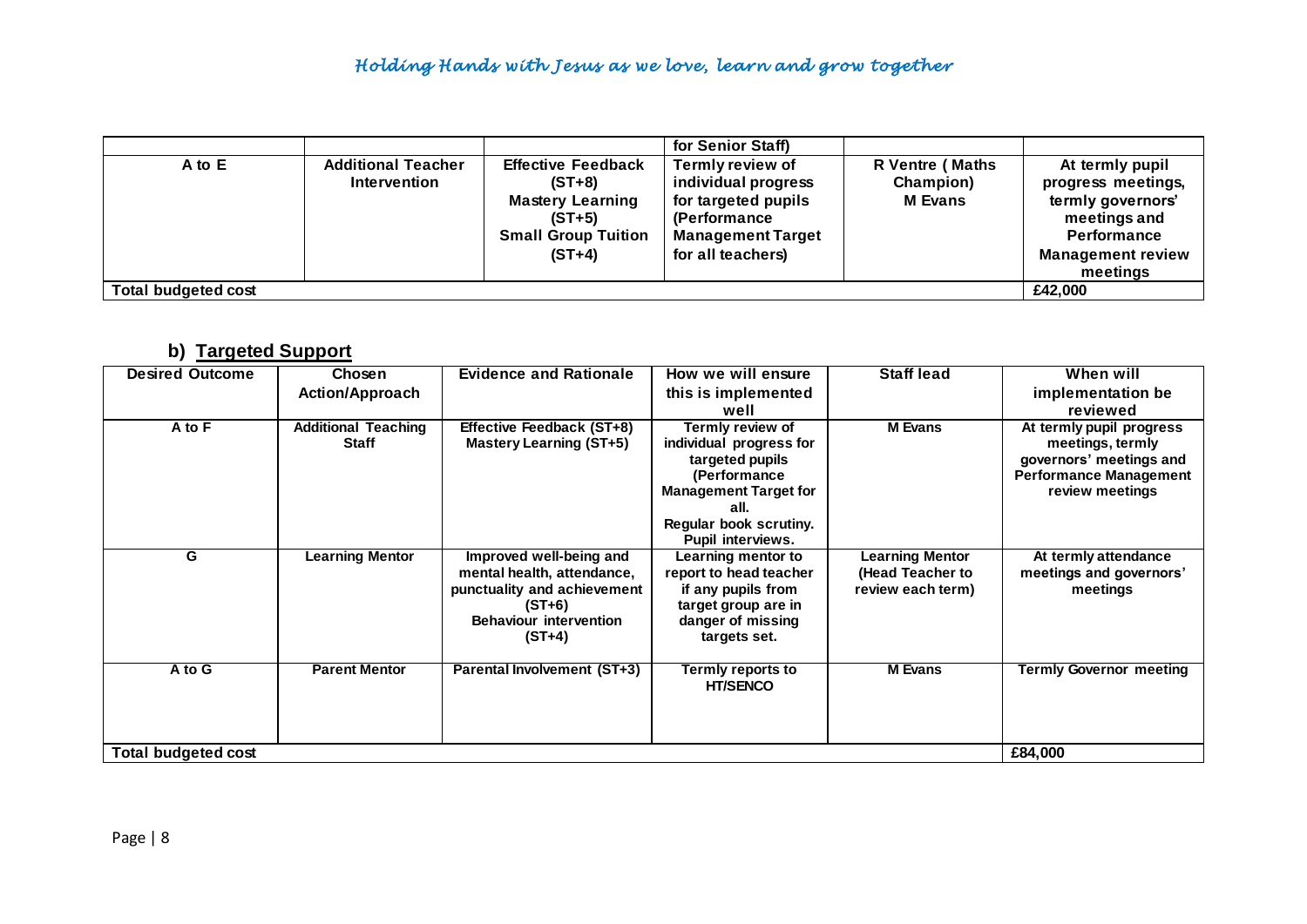| | | | for Senior Staff) | | |
|---|---|---|---|---|---|
| A to E | Additional Teacher Intervention | Effective Feedback (ST+8) Mastery Learning (ST+5) Small Group Tuition (ST+4) | Termly review of individual progress for targeted pupils (Performance Management Target for all teachers) | R Ventre ( Maths Champion) M Evans | At termly pupil progress meetings, termly governors' meetings and Performance Management review meetings |
| **Total budgeted cost** | | | | | **£42,000** |

## b) Targeted Support

| Desired Outcome | Chosen Action/Approach | Evidence and Rationale | How we will ensure this is implemented well | Staff lead | When will implementation be reviewed |
|---|---|---|---|---|---|
| A to F | Additional Teaching Staff | Effective Feedback (ST+8) Mastery Learning (ST+5) | Termly review of individual progress for targeted pupils (Performance Management Target for all. Regular book scrutiny. Pupil interviews. | M Evans | At termly pupil progress meetings, termly governors' meetings and Performance Management review meetings |
| G | Learning Mentor | Improved well-being and mental health, attendance, punctuality and achievement (ST+6) Behaviour intervention (ST+4) | Learning mentor to report to head teacher if any pupils from target group are in danger of missing targets set. | Learning Mentor (Head Teacher to review each term) | At termly attendance meetings and governors' meetings |
| A to G | Parent Mentor | Parental Involvement (ST+3) | Termly reports to HT/SENCO | M Evans | Termly Governor meeting |
| **Total budgeted cost** | | | | | **£84,000** |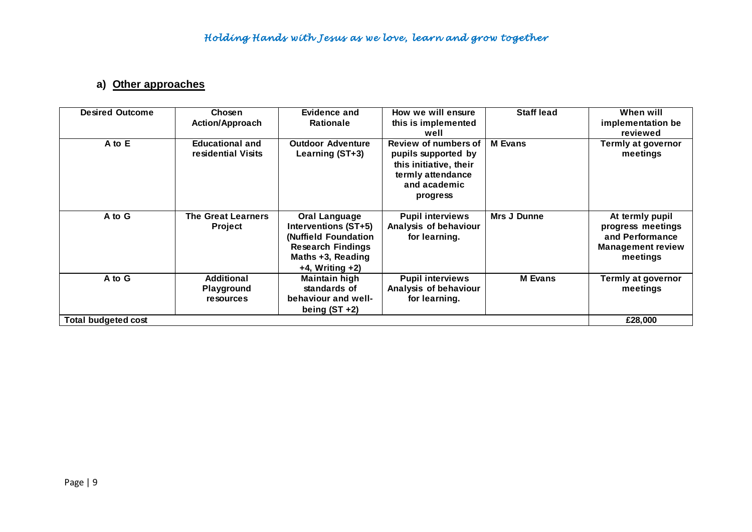## a) Other approaches

| Desired Outcome | Chosen Action/Approach | Evidence and Rationale | How we will ensure this is implemented well | Staff lead | When will implementation be reviewed |
|---|---|---|---|---|---|
| **A to E** | **Educational and residential Visits** | **Outdoor Adventure Learning (ST+3)** | **Review of numbers of pupils supported by this initiative, their termly attendance and academic progress** | **M Evans** | **Termly at governor meetings** |
| **A to G** | **The Great Learners Project** | **Oral Language Interventions (ST+5) (Nuffield Foundation Research Findings Maths +3, Reading +4, Writing +2)** | **Pupil interviews Analysis of behaviour for learning.** | **Mrs J Dunne** | **At termly pupil progress meetings and Performance Management review meetings** |
| **A to G** | **Additional Playground resources** | **Maintain high standards of behaviour and well-being (ST +2)** | **Pupil interviews Analysis of behaviour for learning.** | **M Evans** | **Termly at governor meetings** |
| **Total budgeted cost** | | | | | **£28,000** |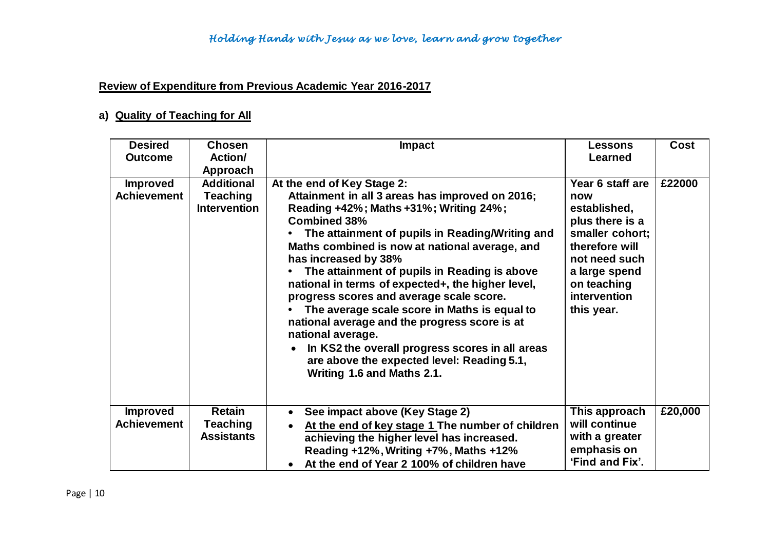## Review of Expenditure from Previous Academic Year 2016-2017

### a) Quality of Teaching for All

| Desired Outcome | Chosen Action/ Approach | Impact | Lessons Learned | Cost |
|---|---|---|---|---|
| **Improved Achievement** | **Additional Teaching Intervention** | **At the end of Key Stage 2:** <br> **Attainment in all 3 areas has improved on 2016; Reading +42%; Maths +31%; Writing 24%; Combined 38%** <br> • **The attainment of pupils in Reading/Writing and Maths combined is now at national average, and has increased by 38%** <br> • **The attainment of pupils in Reading is above national in terms of expected+, the higher level, progress scores and average scale score.** <br> • **The average scale score in Maths is equal to national average and the progress score is at national average.** <br> • **In KS2 the overall progress scores in all areas are above the expected level: Reading 5.1, Writing 1.6 and Maths 2.1.** | **Year 6 staff are now established, plus there is a smaller cohort; therefore will not need such a large spend on teaching intervention this year.** | **£22000** |
| **Improved Achievement** | **Retain Teaching Assistants** | • **See impact above (Key Stage 2)** <br> • **At the end of key stage 1 The number of children achieving the higher level has increased. Reading +12%, Writing +7%, Maths +12%** <br> • **At the end of Year 2 100% of children have** | **This approach will continue with a greater emphasis on 'Find and Fix'.** | **£20,000** |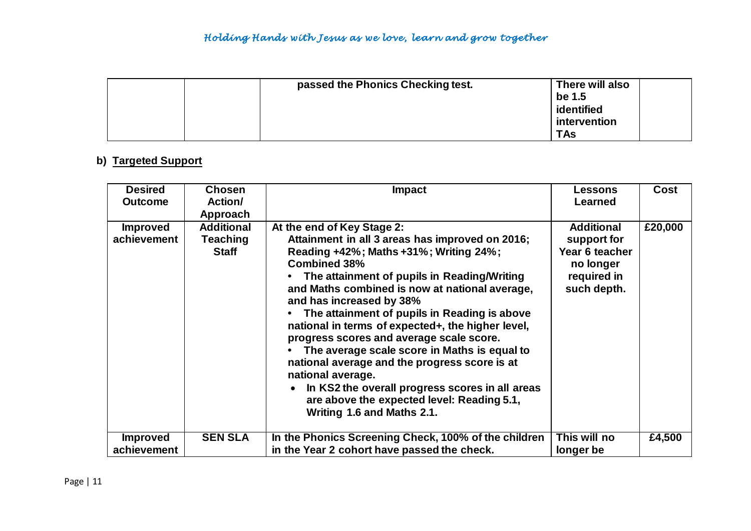| | | passed the Phonics Checking test. | There will also be 1.5 identified intervention TAs | |
|---|---|---|---|---|

## b) Targeted Support

| Desired Outcome | Chosen Action/ Approach | Impact | Lessons Learned | Cost |
|---|---|---|---|---|
| **Improved achievement** | **Additional Teaching Staff** | **At the end of Key Stage 2:**<br>**Attainment in all 3 areas has improved on 2016; Reading +42%; Maths +31%; Writing 24%; Combined 38%**<br>• **The attainment of pupils in Reading/Writing and Maths combined is now at national average, and has increased by 38%**<br>• **The attainment of pupils in Reading is above national in terms of expected+, the higher level, progress scores and average scale score.**<br>• **The average scale score in Maths is equal to national average and the progress score is at national average.**<br>• **In KS2 the overall progress scores in all areas are above the expected level: Reading 5.1, Writing 1.6 and Maths 2.1.** | **Additional support for Year 6 teacher no longer required in such depth.** | **£20,000** |
| **Improved achievement** | **SEN SLA** | **In the Phonics Screening Check, 100% of the children in the Year 2 cohort have passed the check.** | **This will no longer be** | **£4,500** |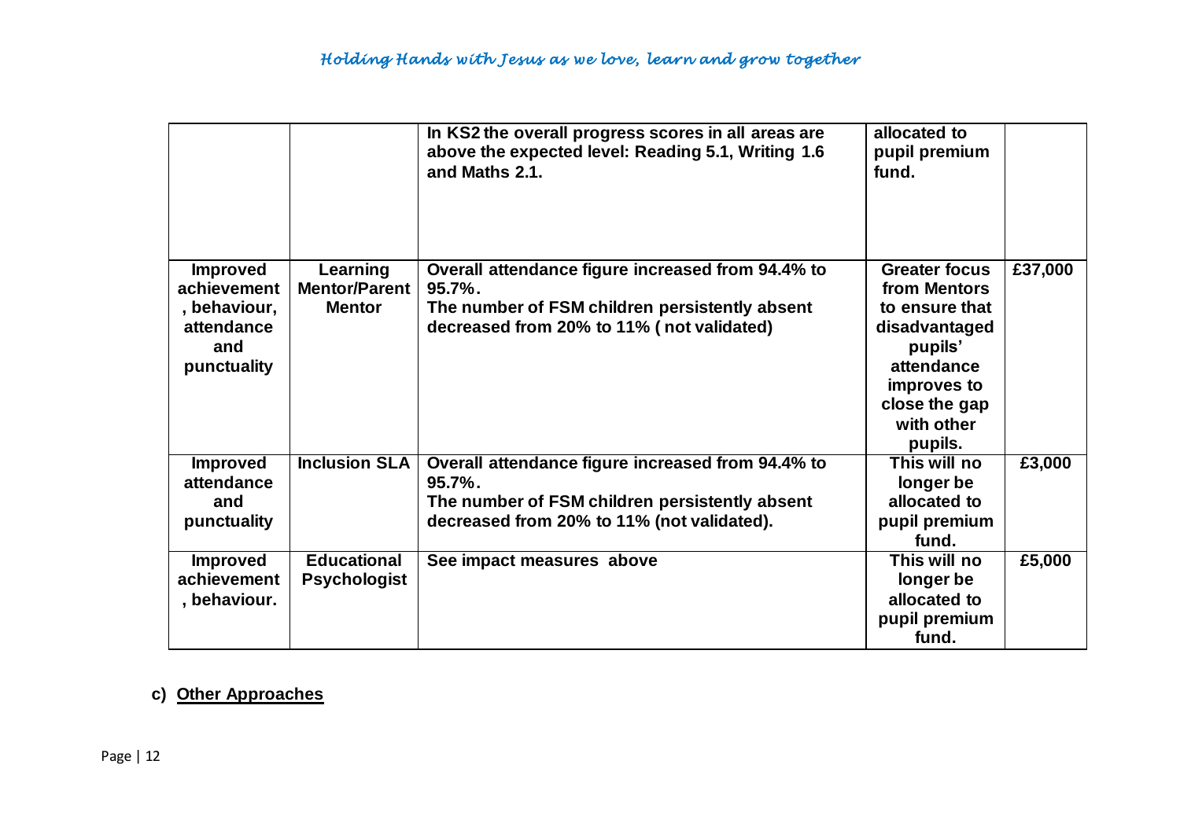| | | | | |
|---|---|---|---|---|
| | | **In KS2 the overall progress scores in all areas are above the expected level: Reading 5.1, Writing 1.6 and Maths 2.1.** | **allocated to pupil premium fund.** | |
| **Improved achievement, behaviour, attendance and punctuality** | **Learning Mentor/Parent Mentor** | **Overall attendance figure increased from 94.4% to 95.7%.**<br>**The number of FSM children persistently absent decreased from 20% to 11% ( not validated)** | **Greater focus from Mentors to ensure that disadvantaged pupils' attendance improves to close the gap with other pupils.** | **£37,000** |
| **Improved attendance and punctuality** | **Inclusion SLA** | **Overall attendance figure increased from 94.4% to 95.7%.**<br>**The number of FSM children persistently absent decreased from 20% to 11% (not validated).** | **This will no longer be allocated to pupil premium fund.** | **£3,000** |
| **Improved achievement, behaviour.** | **Educational Psychologist** | **See impact measures above** | **This will no longer be allocated to pupil premium fund.** | **£5,000** |

c) **Other Approaches**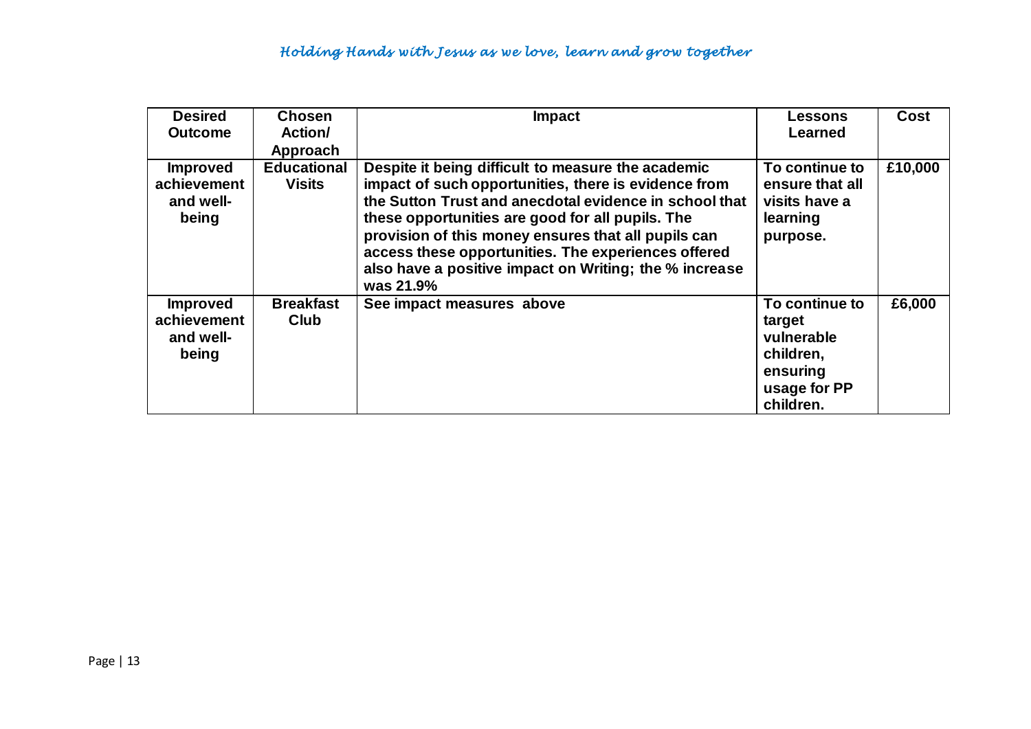| Desired Outcome | Chosen Action/ Approach | Impact | Lessons Learned | Cost |
|---|---|---|---|---|
| **Improved achievement and well-being** | **Educational Visits** | **Despite it being difficult to measure the academic impact of such opportunities, there is evidence from the Sutton Trust and anecdotal evidence in school that these opportunities are good for all pupils. The provision of this money ensures that all pupils can access these opportunities. The experiences offered also have a positive impact on Writing; the % increase was 21.9%** | **To continue to ensure that all visits have a learning purpose.** | **£10,000** |
| **Improved achievement and well-being** | **Breakfast Club** | **See impact measures above** | **To continue to target vulnerable children, ensuring usage for PP children.** | **£6,000** |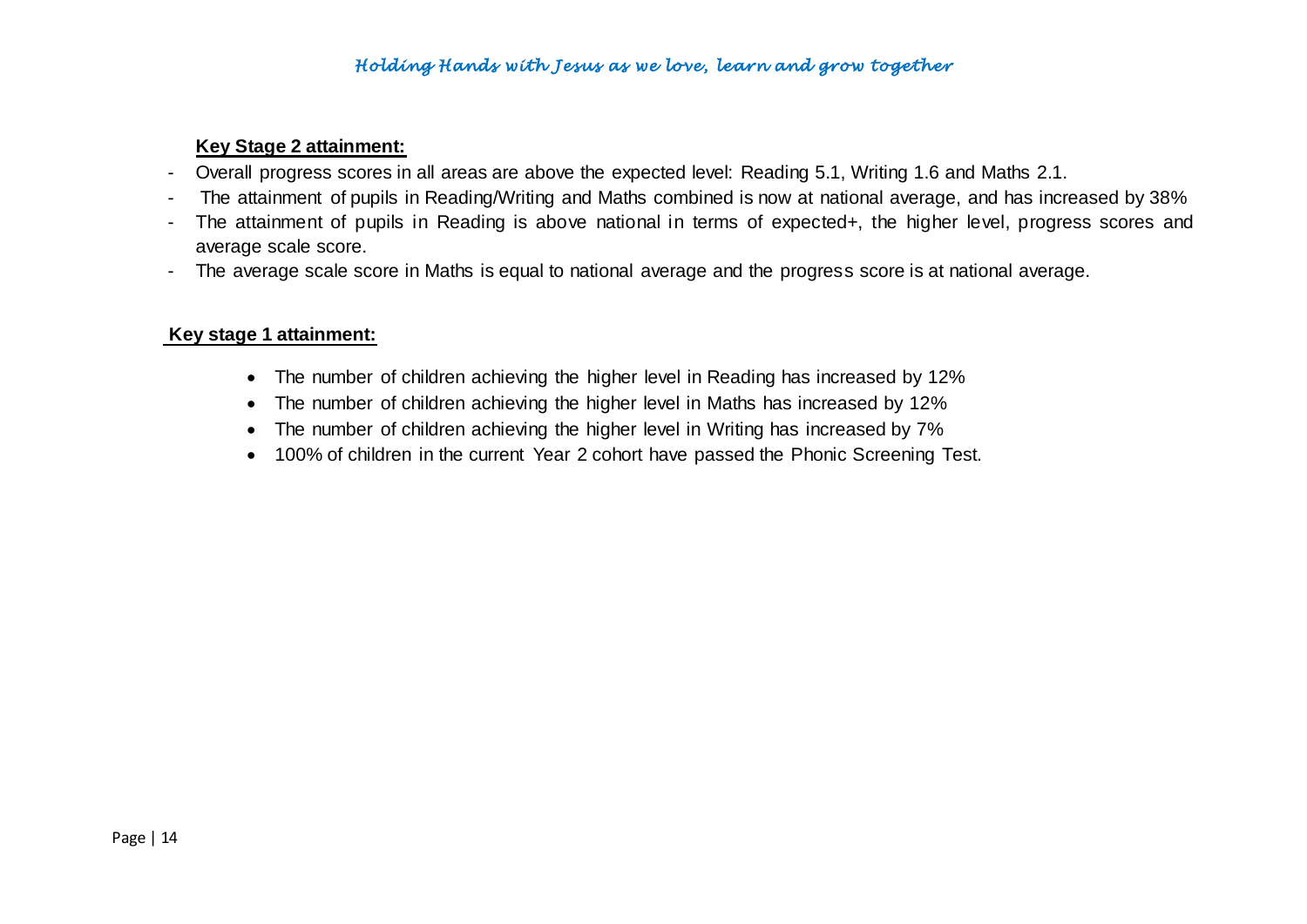**Key Stage 2 attainment:**

- Overall progress scores in all areas are above the expected level: Reading 5.1, Writing 1.6 and Maths 2.1.
- The attainment of pupils in Reading/Writing and Maths combined is now at national average, and has increased by 38%
- The attainment of pupils in Reading is above national in terms of expected+, the higher level, progress scores and average scale score.
- The average scale score in Maths is equal to national average and the progress score is at national average.

**Key stage 1 attainment:**

- The number of children achieving the higher level in Reading has increased by 12%
- The number of children achieving the higher level in Maths has increased by 12%
- The number of children achieving the higher level in Writing has increased by 7%
- 100% of children in the current Year 2 cohort have passed the Phonic Screening Test.